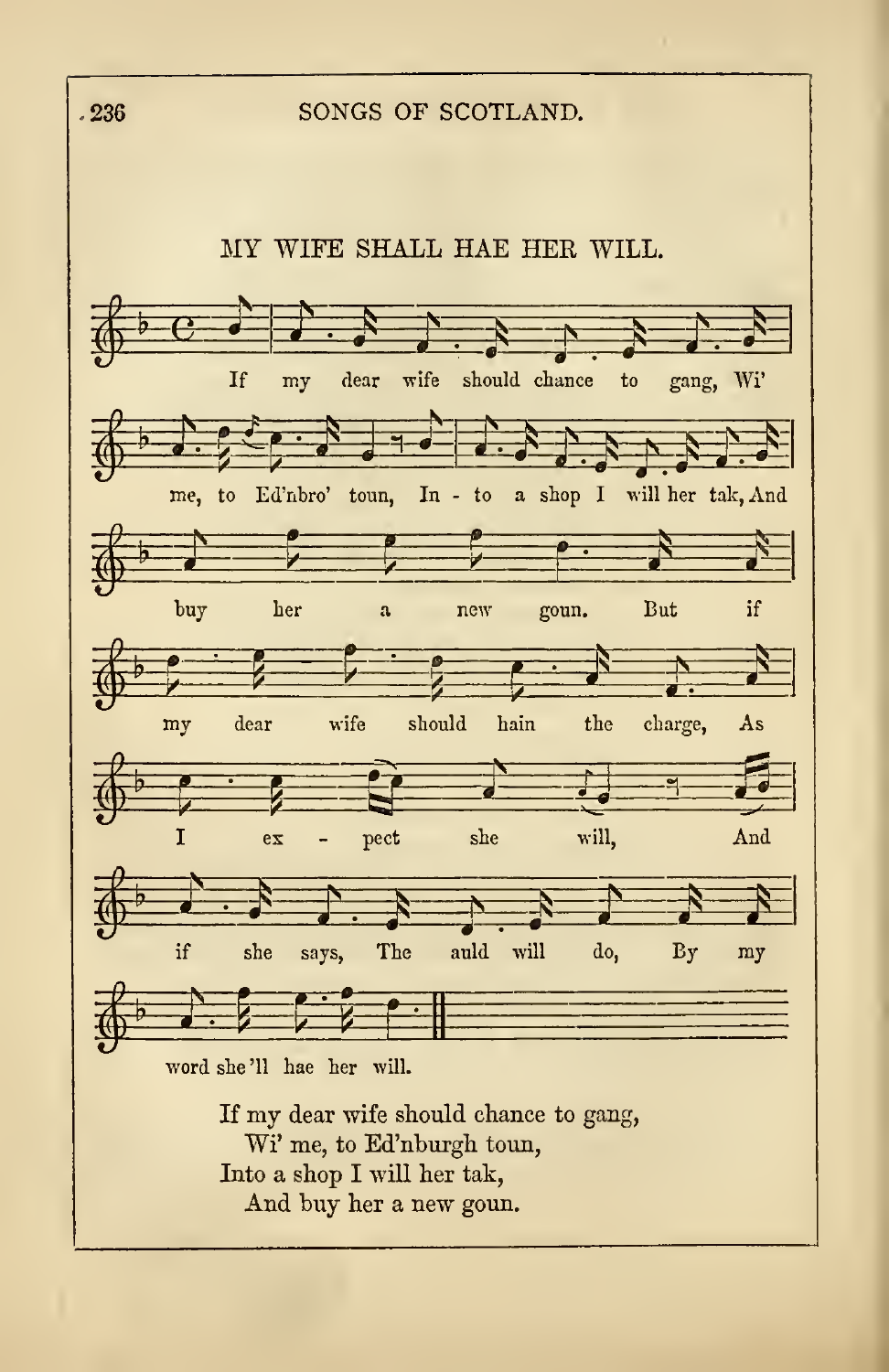## MY WIFE SHALL HAE HER WILL.

If my dear wife should chance to gang, Wi' me, to Ed'nbro' toun, In - to a shop I will her tak, And buy her a new goun. But if my dear wife should hain the charge, As I ex - pect she will, And if she says, The auld will do, By my word she'll hae her will.

If my dear wife should chance to gang,
  Wi' me, to Ed'nburgh toun,
Into a shop I will her tak,
  And buy her a new goun.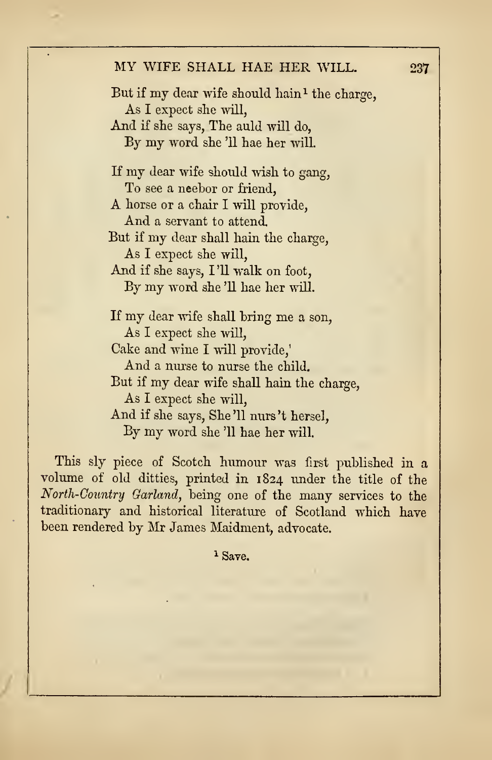But if my dear wife should hain[1] the charge,
  As I expect she will,
And if she says, The auld will do,
  By my word she 'll hae her will.

If my dear wife should wish to gang,
  To see a neebor or friend,
A horse or a chair I will provide,
  And a servant to attend.
But if my dear shall hain the charge,
  As I expect she will,
And if she says, I'll walk on foot,
  By my word she 'll hae her will.

If my dear wife shall bring me a son,
  As I expect she will,
Cake and wine I will provide,'
  And a nurse to nurse the child.
But if my dear wife shall hain the charge,
  As I expect she will,
And if she says, She'll nurs't hersel,
  By my word she 'll hae her will.

This sly piece of Scotch humour was first published in a volume of old ditties, printed in 1824 under the title of the *North-Country Garland*, being one of the many services to the traditionary and historical literature of Scotland which have been rendered by Mr James Maidment, advocate.

[1] Save.